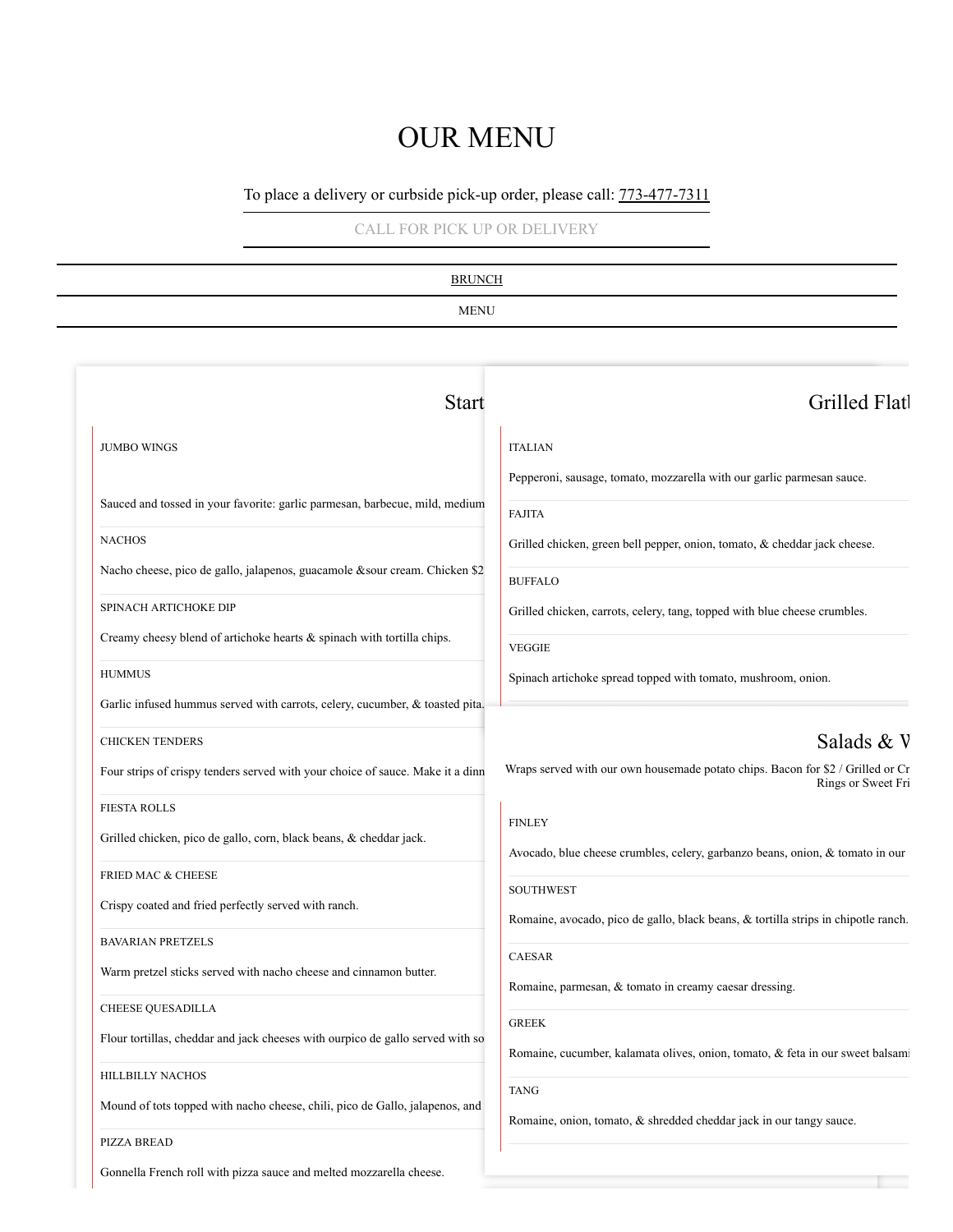# OUR MENU

To place a delivery or curbside pick-up order, please call: 773-477-7311

CALL FOR PICK UP OR DELIVERY

BRUNCH

MENU

## Start

JUMBO WINGS

Sauced and tossed in your favorite: garlic parmesan, barbecue, mild, medium

NACHOS

Nacho cheese, pico de gallo, jalapenos, guacamole &sour cream. Chicken $2

SPINACH ARTICHOKE DIP

Creamy cheesy blend of artichoke hearts & spinach with tortilla chips.

HUMMUS

Garlic infused hummus served with carrots, celery, cucumber, & toasted pita.

CHICKEN TENDERS

Four strips of crispy tenders served with your choice of sauce. Make it a dinn

FIESTA ROLLS

Grilled chicken, pico de gallo, corn, black beans, & cheddar jack.

FRIED MAC & CHEESE

Crispy coated and fried perfectly served with ranch.

BAVARIAN PRETZELS

Warm pretzel sticks served with nacho cheese and cinnamon butter.

CHEESE QUESADILLA

Flour tortillas, cheddar and jack cheeses with ourpico de gallo served with so

HILLBILLY NACHOS

Mound of tots topped with nacho cheese, chili, pico de Gallo, jalapenos, and

PIZZA BREAD

Gonnella French roll with pizza sauce and melted mozzarella cheese.

## Grilled Flat

ITALIAN

Pepperoni, sausage, tomato, mozzarella with our garlic parmesan sauce.

FAJITA

Grilled chicken, green bell pepper, onion, tomato, & cheddar jack cheese.

BUFFALO

Grilled chicken, carrots, celery, tang, topped with blue cheese crumbles.

VEGGIE

Spinach artichoke spread topped with tomato, mushroom, onion.

## Salads & W

Wraps served with our own housemade potato chips. Bacon for $2 / Grilled or Cr
Rings or Sweet Fri

FINLEY

Avocado, blue cheese crumbles, celery, garbanzo beans, onion, & tomato in our

SOUTHWEST

Romaine, avocado, pico de gallo, black beans, & tortilla strips in chipotle ranch.

CAESAR

Romaine, parmesan, & tomato in creamy caesar dressing.

GREEK

Romaine, cucumber, kalamata olives, onion, tomato, & feta in our sweet balsami

TANG

Romaine, onion, tomato, & shredded cheddar jack in our tangy sauce.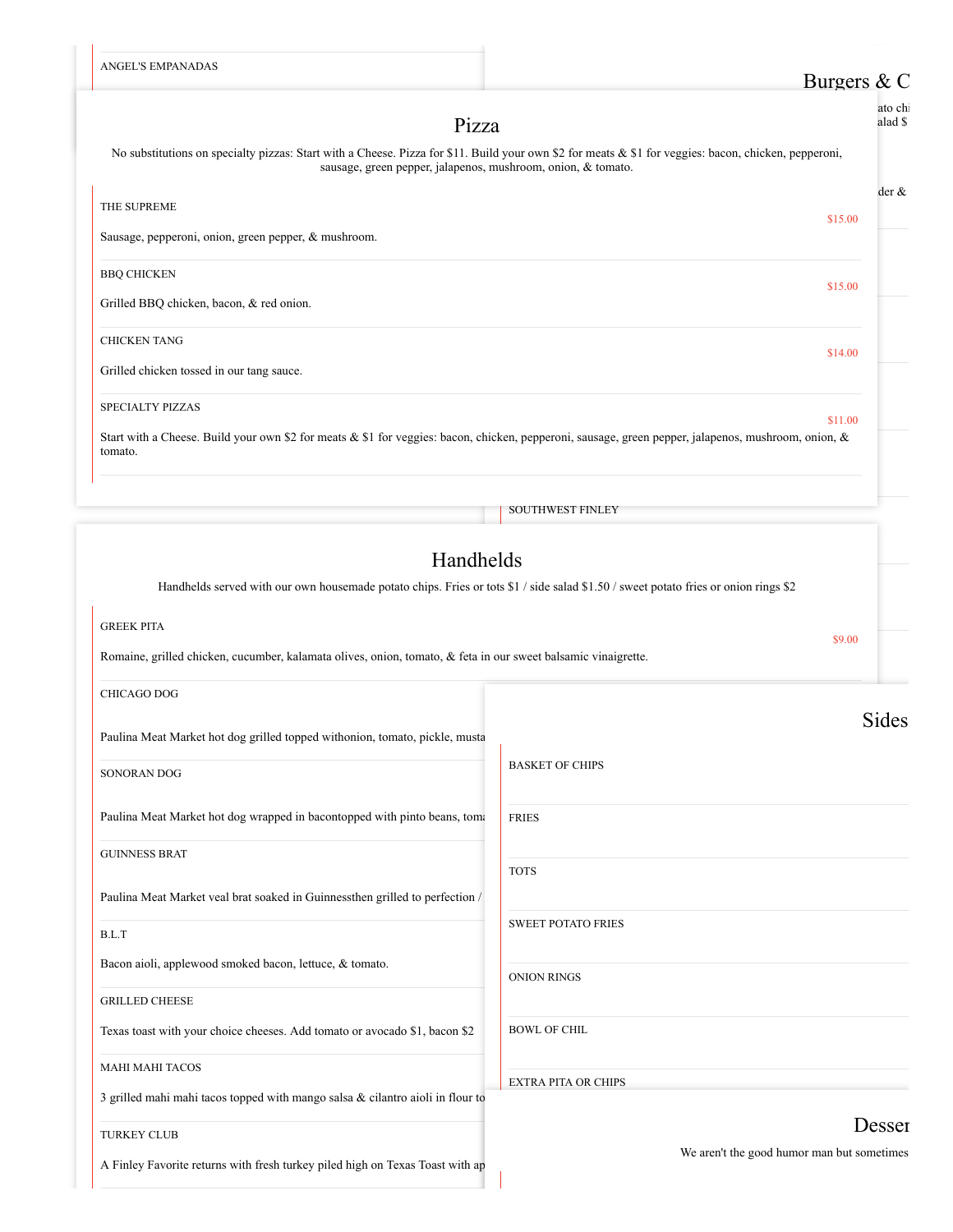ANGEL'S EMPANADAS

## Pizza

No substitutions on specialty pizzas: Start with a Cheese. Pizza for $11. Build your own $2 for meats & $1 for veggies: bacon, chicken, pepperoni, sausage, green pepper, jalapenos, mushroom, onion, & tomato.

THE SUPREME
$15.00
Sausage, pepperoni, onion, green pepper, & mushroom.

BBQ CHICKEN
$15.00
Grilled BBQ chicken, bacon, & red onion.

CHICKEN TANG
$14.00
Grilled chicken tossed in our tang sauce.

SPECIALTY PIZZAS
$11.00
Start with a Cheese. Build your own $2 for meats & $1 for veggies: bacon, chicken, pepperoni, sausage, green pepper, jalapenos, mushroom, onion, & tomato.

## Burgers & C

ato chi
alad $

der &

SOUTHWEST FINLEY

## Handhelds

Handhelds served with our own housemade potato chips. Fries or tots $1 / side salad $1.50 / sweet potato fries or onion rings $2

GREEK PITA
$9.00
Romaine, grilled chicken, cucumber, kalamata olives, onion, tomato, & feta in our sweet balsamic vinaigrette.

CHICAGO DOG
Paulina Meat Market hot dog grilled topped withonion, tomato, pickle, musta

SONORAN DOG
Paulina Meat Market hot dog wrapped in bacontopped with pinto beans, toma

GUINNESS BRAT
Paulina Meat Market veal brat soaked in Guinnessthen grilled to perfection /

B.L.T
Bacon aioli, applewood smoked bacon, lettuce, & tomato.

GRILLED CHEESE
Texas toast with your choice cheeses. Add tomato or avocado $1, bacon $2

MAHI MAHI TACOS
3 grilled mahi mahi tacos topped with mango salsa & cilantro aioli in flour to

TURKEY CLUB
A Finley Favorite returns with fresh turkey piled high on Texas Toast with ap

## Sides

BASKET OF CHIPS

FRIES

TOTS

SWEET POTATO FRIES

ONION RINGS

BOWL OF CHIL

EXTRA PITA OR CHIPS

## Desser

We aren't the good humor man but sometimes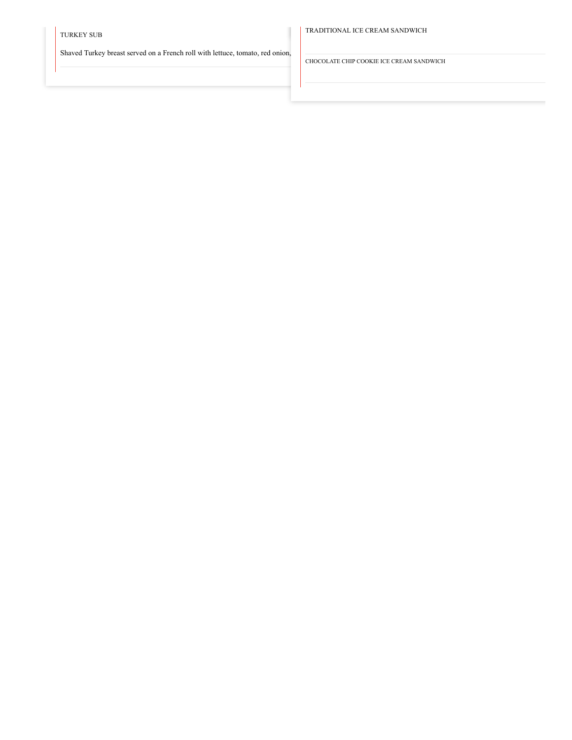TURKEY SUB

Shaved Turkey breast served on a French roll with lettuce, tomato, red onion,

TRADITIONAL ICE CREAM SANDWICH

CHOCOLATE CHIP COOKIE ICE CREAM SANDWICH